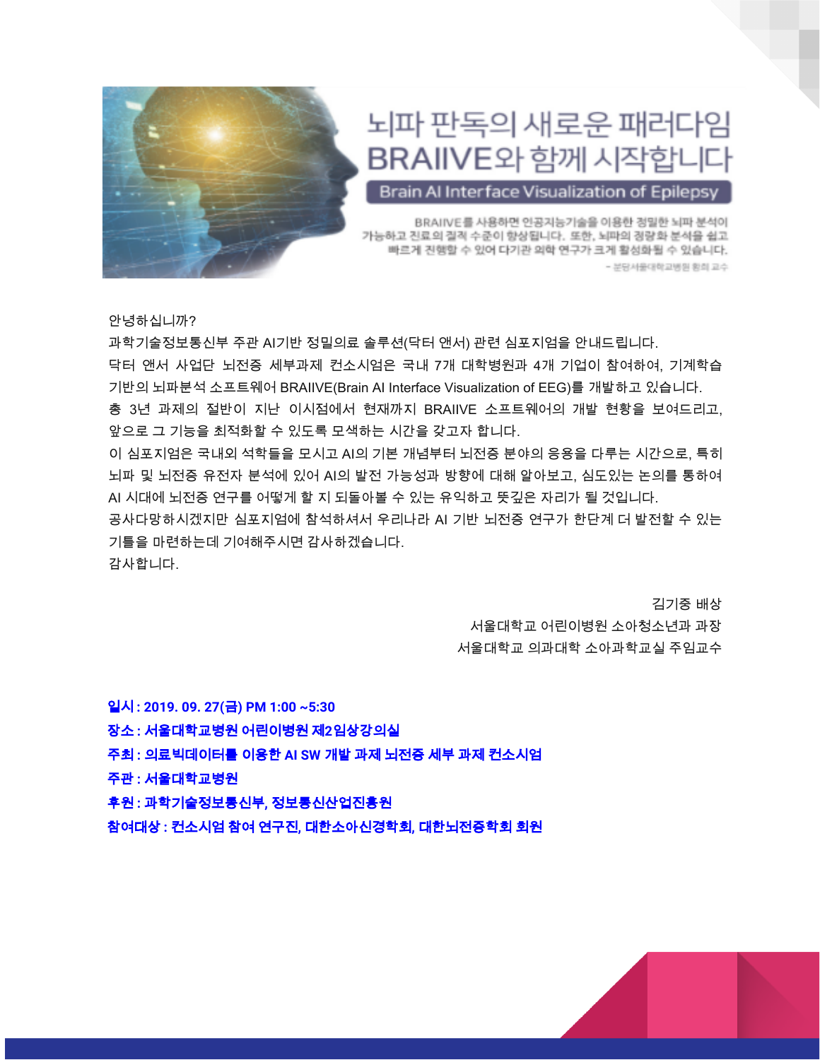# 뇌파 판독의 새로운 패러다임
# BRAIIVE와 함께 시작합니다

**Brain AI Interface Visualization of Epilepsy**

BRAIIVE를 사용하면 인공지능기술을 이용한 정밀한 뇌파 분석이 가능하고 진료의 질적 수준이 향상됩니다. 또한, 뇌파의 정량화 분석을 쉽고 빠르게 진행할 수 있어 다기관 의학 연구가 크게 활성화될 수 있습니다.

\- 분당서울대학교병원 황희 교수

안녕하십니까?

과학기술정보통신부 주관 AI기반 정밀의료 솔루션(닥터 앤서) 관련 심포지엄을 안내드립니다.

닥터 앤서 사업단 뇌전증 세부과제 컨소시엄은 국내 7개 대학병원과 4개 기업이 참여하여, 기계학습 기반의 뇌파분석 소프트웨어 BRAIIVE(Brain AI Interface Visualization of EEG)를 개발하고 있습니다.

총 3년 과제의 절반이 지난 이시점에서 현재까지 BRAIIVE 소프트웨어의 개발 현황을 보여드리고, 앞으로 그 기능을 최적화할 수 있도록 모색하는 시간을 갖고자 합니다.

이 심포지엄은 국내외 석학들을 모시고 AI의 기본 개념부터 뇌전증 분야의 응용을 다루는 시간으로, 특히 뇌파 및 뇌전증 유전자 분석에 있어 AI의 발전 가능성과 방향에 대해 알아보고, 심도있는 논의를 통하여 AI 시대에 뇌전증 연구를 어떻게 할 지 되돌아볼 수 있는 유익하고 뜻깊은 자리가 될 것입니다.

공사다망하시겠지만 심포지엄에 참석하셔서 우리나라 AI 기반 뇌전증 연구가 한단계 더 발전할 수 있는 기틀을 마련하는데 기여해주시면 감사하겠습니다.

감사합니다.

김기중 배상
서울대학교 어린이병원 소아청소년과 과장
서울대학교 의과대학 소아과학교실 주임교수

**일시 : 2019. 09. 27(금) PM 1:00 ~5:30**
**장소 : 서울대학교병원 어린이병원 제2임상강의실**
**주최 : 의료빅데이터를 이용한 AI SW 개발 과제 뇌전증 세부 과제 컨소시엄**
**주관 : 서울대학교병원**
**후원 : 과학기술정보통신부, 정보통신산업진흥원**
**참여대상 : 컨소시엄 참여 연구진, 대한소아신경학회, 대한뇌전증학회 회원**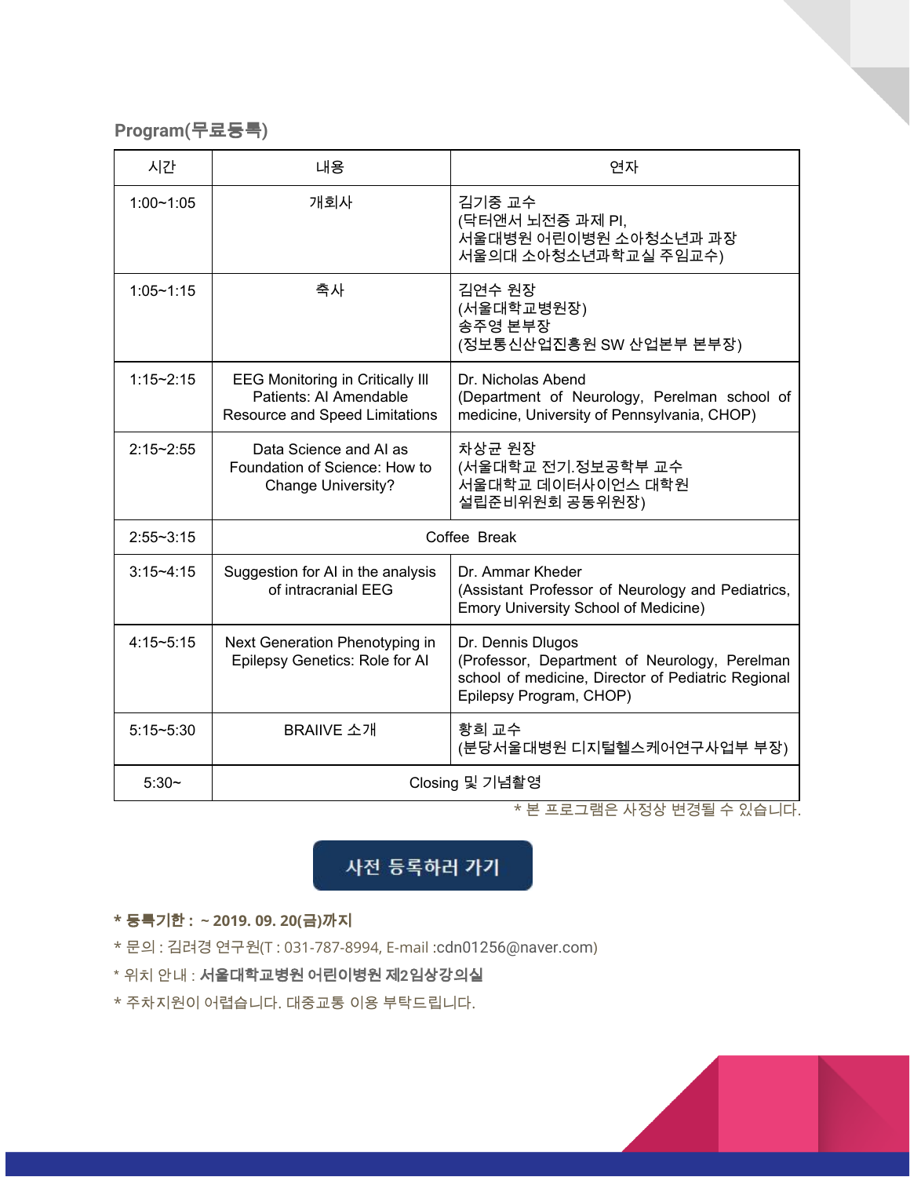## Program(무료등록)

| 시간 | 내용 | 연자 |
|---|---|---|
| 1:00~1:05 | 개회사 | 김기중 교수 (닥터앤서 뇌전증 과제 PI, 서울대병원 어린이병원 소아청소년과 과장 서울의대 소아청소년과학교실 주임교수) |
| 1:05~1:15 | 축사 | 김연수 원장 (서울대학교병원장) 송주영 본부장 (정보통신산업진흥원 SW 산업본부 본부장) |
| 1:15~2:15 | EEG Monitoring in Critically Ill Patients: AI Amendable Resource and Speed Limitations | Dr. Nicholas Abend (Department of Neurology, Perelman school of medicine, University of Pennsylvania, CHOP) |
| 2:15~2:55 | Data Science and AI as Foundation of Science: How to Change University? | 차상균 원장 (서울대학교 전기.정보공학부 교수 서울대학교 데이터사이언스 대학원 설립준비위원회 공동위원장) |
| 2:55~3:15 | Coffee Break | |
| 3:15~4:15 | Suggestion for AI in the analysis of intracranial EEG | Dr. Ammar Kheder (Assistant Professor of Neurology and Pediatrics, Emory University School of Medicine) |
| 4:15~5:15 | Next Generation Phenotyping in Epilepsy Genetics: Role for AI | Dr. Dennis Dlugos (Professor, Department of Neurology, Perelman school of medicine, Director of Pediatric Regional Epilepsy Program, CHOP) |
| 5:15~5:30 | BRAIIVE 소개 | 황희 교수 (분당서울대병원 디지털헬스케어연구사업부 부장) |
| 5:30~ | Closing 및 기념촬영 | |

\* 본 프로그램은 사정상 변경될 수 있습니다.

사전 등록하러 가기

**\* 등록기한 : ~ 2019. 09. 20(금)까지**

\* 문의 : 김려경 연구원(T : 031-787-8994, E-mail :cdn01256@naver.com)

\* 위치 안내 : **서울대학교병원 어린이병원 제2임상강의실**

\* 주차지원이 어렵습니다. 대중교통 이용 부탁드립니다.